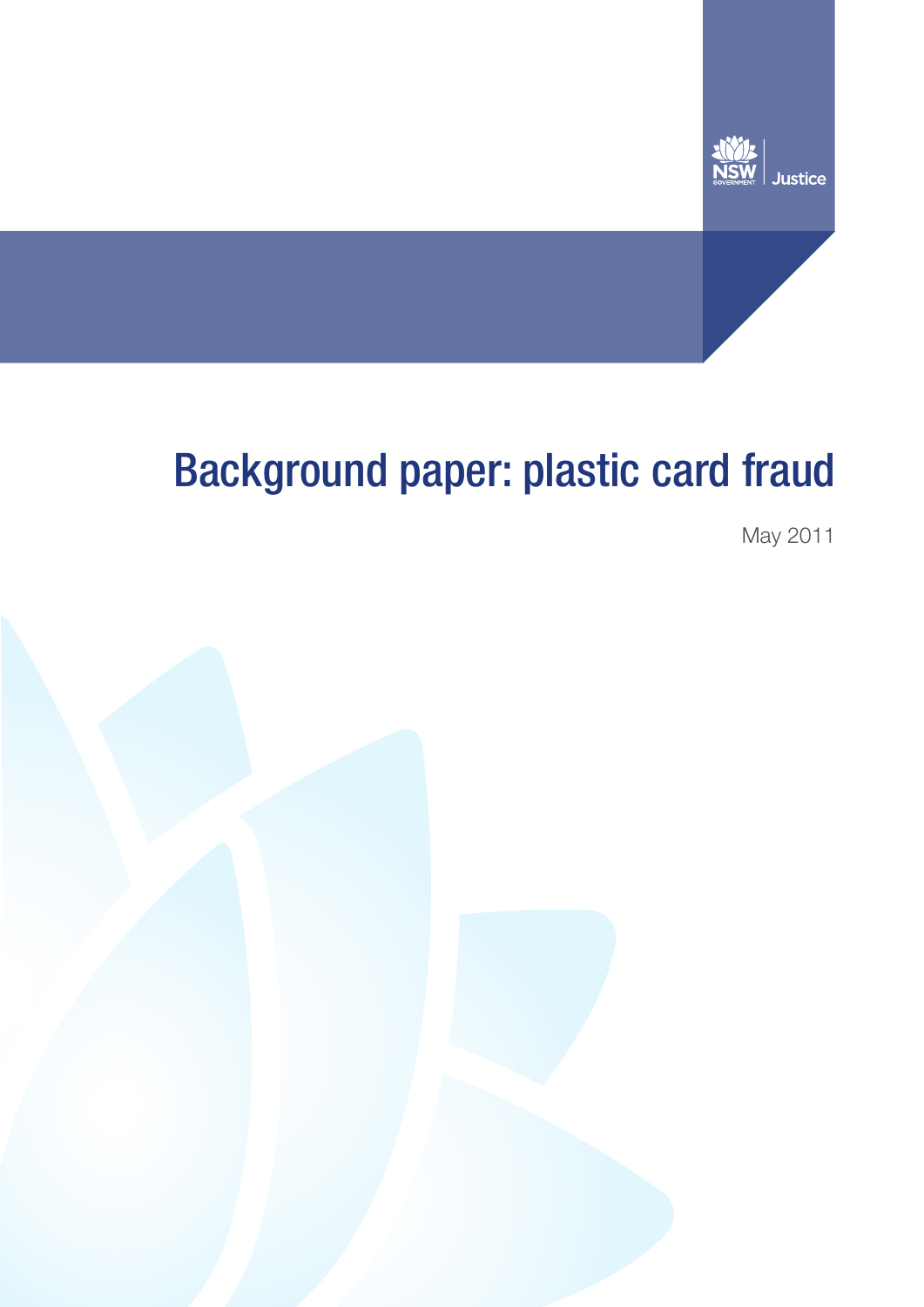NSW GOVERNMENT | Justice

# Background paper: plastic card fraud

May 2011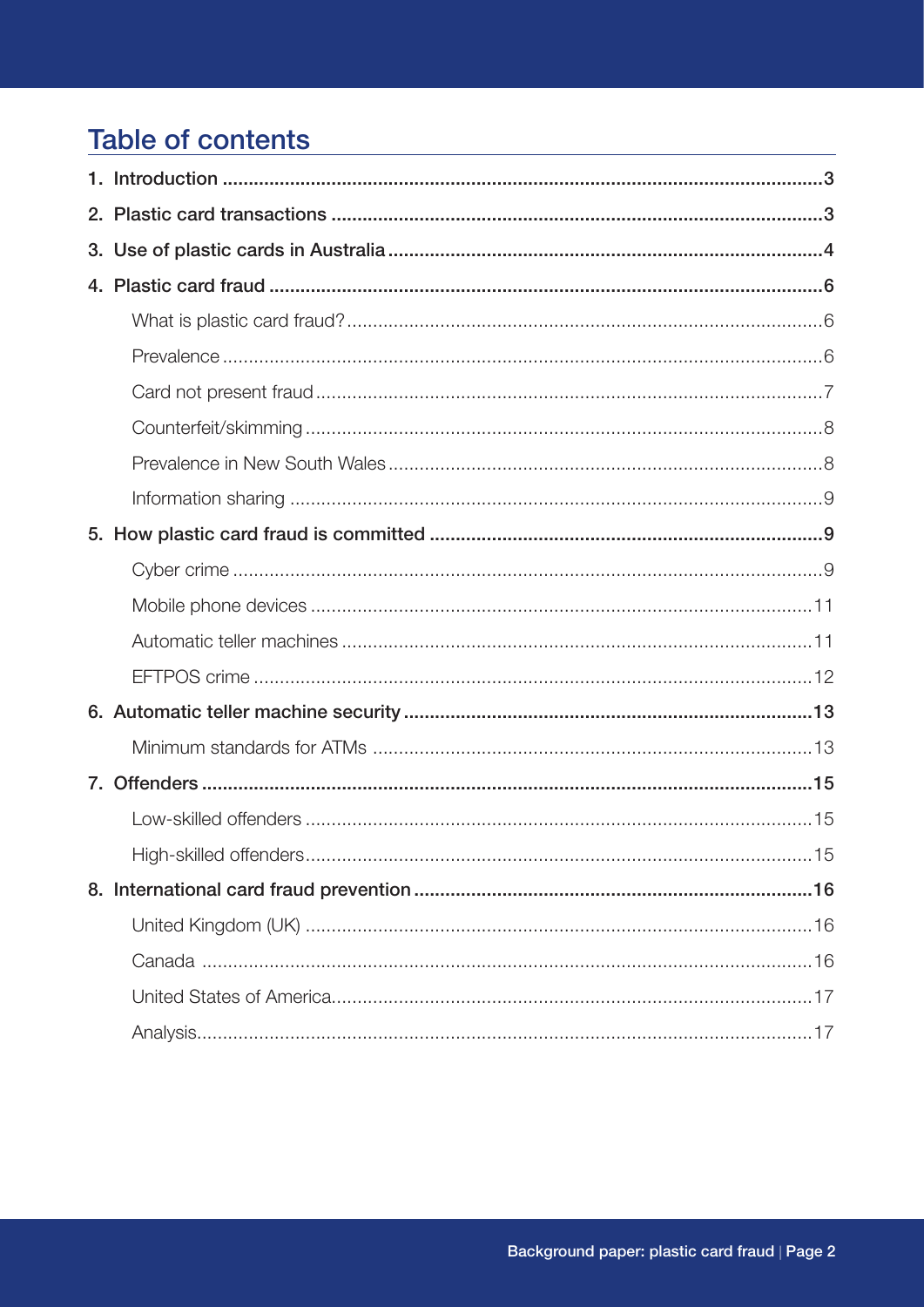# Table of contents

1. Introduction ....................................................................................................................3
2. Plastic card transactions ..............................................................................................3
3. Use of plastic cards in Australia ....................................................................................4
4. Plastic card fraud ..........................................................................................................6
   - What is plastic card fraud? ...........................................................................................6
   - Prevalence ...................................................................................................................6
   - Card not present fraud .................................................................................................7
   - Counterfeit/skimming ...................................................................................................8
   - Prevalence in New South Wales ...................................................................................8
   - Information sharing ......................................................................................................9
5. How plastic card fraud is committed ............................................................................9
   - Cyber crime .................................................................................................................9
   - Mobile phone devices ................................................................................................11
   - Automatic teller machines ..........................................................................................11
   - EFTPOS crime ...........................................................................................................12
6. Automatic teller machine security ..............................................................................13
   - Minimum standards for ATMs ....................................................................................13
7. Offenders ....................................................................................................................15
   - Low-skilled offenders .................................................................................................15
   - High-skilled offenders .................................................................................................15
8. International card fraud prevention ............................................................................16
   - United Kingdom (UK) .................................................................................................16
   - Canada .....................................................................................................................16
   - United States of America............................................................................................17
   - Analysis......................................................................................................................17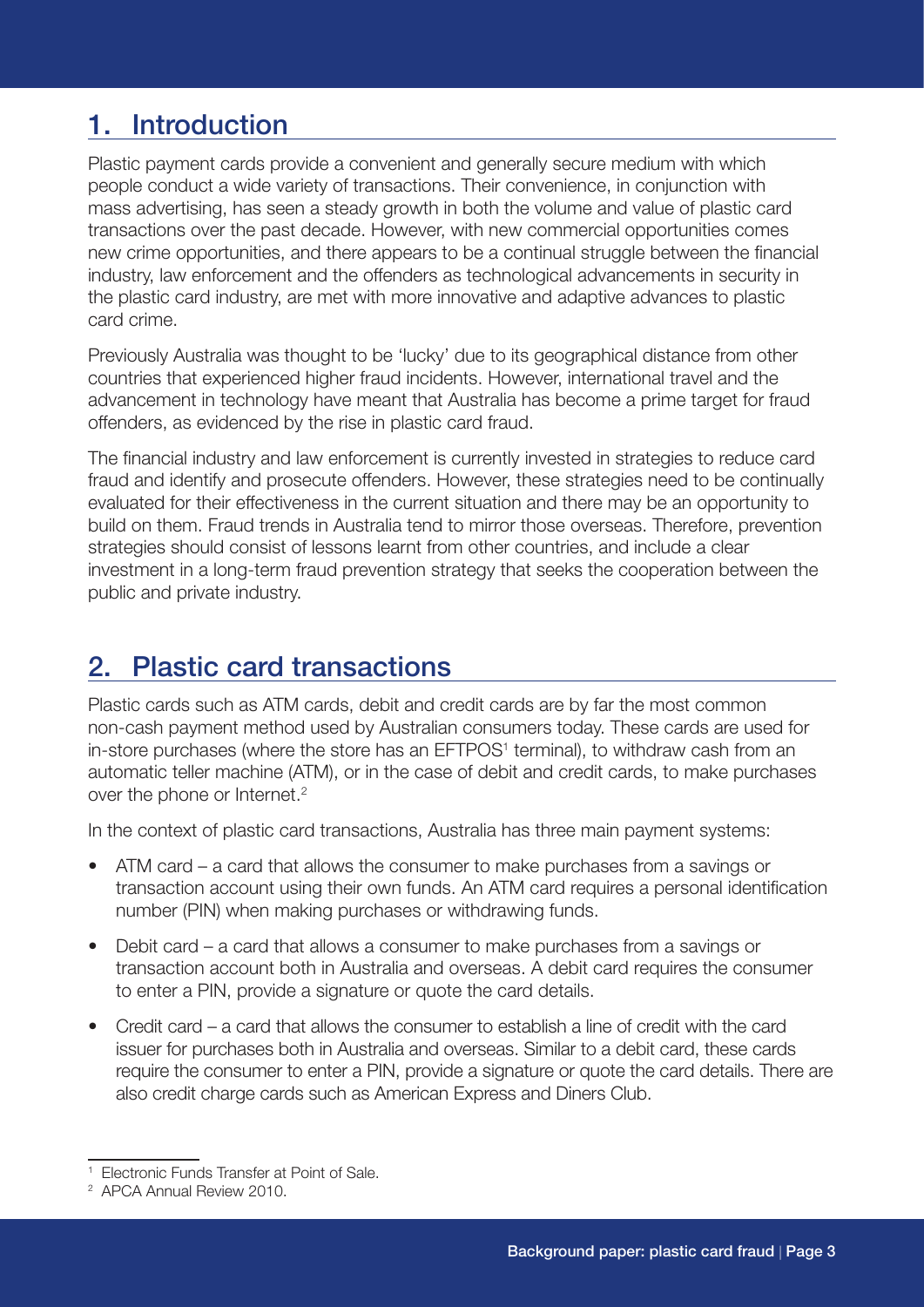## 1. Introduction

Plastic payment cards provide a convenient and generally secure medium with which people conduct a wide variety of transactions. Their convenience, in conjunction with mass advertising, has seen a steady growth in both the volume and value of plastic card transactions over the past decade. However, with new commercial opportunities comes new crime opportunities, and there appears to be a continual struggle between the financial industry, law enforcement and the offenders as technological advancements in security in the plastic card industry, are met with more innovative and adaptive advances to plastic card crime.

Previously Australia was thought to be 'lucky' due to its geographical distance from other countries that experienced higher fraud incidents. However, international travel and the advancement in technology have meant that Australia has become a prime target for fraud offenders, as evidenced by the rise in plastic card fraud.

The financial industry and law enforcement is currently invested in strategies to reduce card fraud and identify and prosecute offenders. However, these strategies need to be continually evaluated for their effectiveness in the current situation and there may be an opportunity to build on them. Fraud trends in Australia tend to mirror those overseas. Therefore, prevention strategies should consist of lessons learnt from other countries, and include a clear investment in a long-term fraud prevention strategy that seeks the cooperation between the public and private industry.

## 2. Plastic card transactions

Plastic cards such as ATM cards, debit and credit cards are by far the most common non-cash payment method used by Australian consumers today. These cards are used for in-store purchases (where the store has an EFTPOS[1] terminal), to withdraw cash from an automatic teller machine (ATM), or in the case of debit and credit cards, to make purchases over the phone or Internet.[2]

In the context of plastic card transactions, Australia has three main payment systems:

- ATM card – a card that allows the consumer to make purchases from a savings or transaction account using their own funds. An ATM card requires a personal identification number (PIN) when making purchases or withdrawing funds.
- Debit card – a card that allows a consumer to make purchases from a savings or transaction account both in Australia and overseas. A debit card requires the consumer to enter a PIN, provide a signature or quote the card details.
- Credit card – a card that allows the consumer to establish a line of credit with the card issuer for purchases both in Australia and overseas. Similar to a debit card, these cards require the consumer to enter a PIN, provide a signature or quote the card details. There are also credit charge cards such as American Express and Diners Club.

---

[1] Electronic Funds Transfer at Point of Sale.

[2] APCA Annual Review 2010.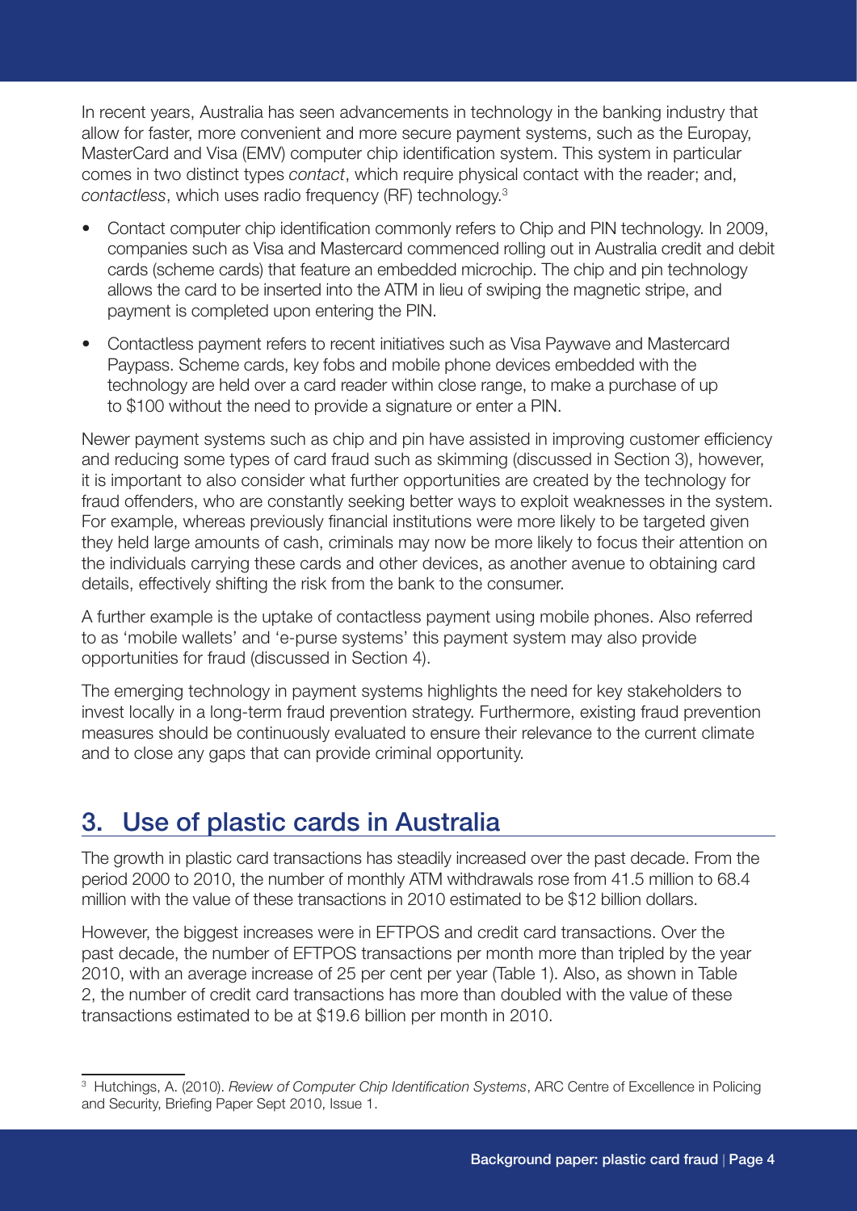In recent years, Australia has seen advancements in technology in the banking industry that allow for faster, more convenient and more secure payment systems, such as the Europay, MasterCard and Visa (EMV) computer chip identification system. This system in particular comes in two distinct types *contact*, which require physical contact with the reader; and, *contactless*, which uses radio frequency (RF) technology.[3]

- Contact computer chip identification commonly refers to Chip and PIN technology. In 2009, companies such as Visa and Mastercard commenced rolling out in Australia credit and debit cards (scheme cards) that feature an embedded microchip. The chip and pin technology allows the card to be inserted into the ATM in lieu of swiping the magnetic stripe, and payment is completed upon entering the PIN.
- Contactless payment refers to recent initiatives such as Visa Paywave and Mastercard Paypass. Scheme cards, key fobs and mobile phone devices embedded with the technology are held over a card reader within close range, to make a purchase of up to $100 without the need to provide a signature or enter a PIN.

Newer payment systems such as chip and pin have assisted in improving customer efficiency and reducing some types of card fraud such as skimming (discussed in Section 3), however, it is important to also consider what further opportunities are created by the technology for fraud offenders, who are constantly seeking better ways to exploit weaknesses in the system. For example, whereas previously financial institutions were more likely to be targeted given they held large amounts of cash, criminals may now be more likely to focus their attention on the individuals carrying these cards and other devices, as another avenue to obtaining card details, effectively shifting the risk from the bank to the consumer.

A further example is the uptake of contactless payment using mobile phones. Also referred to as 'mobile wallets' and 'e-purse systems' this payment system may also provide opportunities for fraud (discussed in Section 4).

The emerging technology in payment systems highlights the need for key stakeholders to invest locally in a long-term fraud prevention strategy. Furthermore, existing fraud prevention measures should be continuously evaluated to ensure their relevance to the current climate and to close any gaps that can provide criminal opportunity.

## 3. Use of plastic cards in Australia

The growth in plastic card transactions has steadily increased over the past decade. From the period 2000 to 2010, the number of monthly ATM withdrawals rose from 41.5 million to 68.4 million with the value of these transactions in 2010 estimated to be $12 billion dollars.

However, the biggest increases were in EFTPOS and credit card transactions. Over the past decade, the number of EFTPOS transactions per month more than tripled by the year 2010, with an average increase of 25 per cent per year (Table 1). Also, as shown in Table 2, the number of credit card transactions has more than doubled with the value of these transactions estimated to be at $19.6 billion per month in 2010.

[3] Hutchings, A. (2010). *Review of Computer Chip Identification Systems*, ARC Centre of Excellence in Policing and Security, Briefing Paper Sept 2010, Issue 1.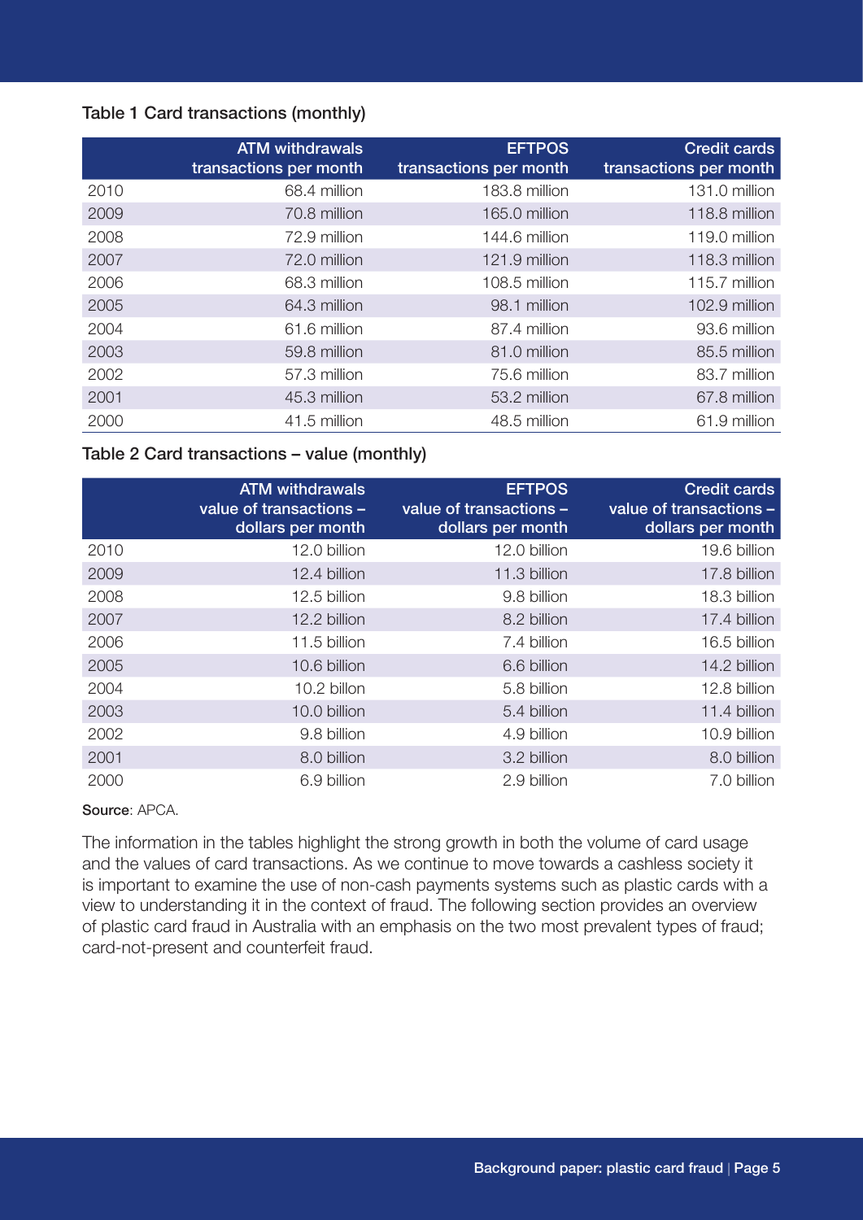**Table 1 Card transactions (monthly)**

| | ATM withdrawals transactions per month | EFTPOS transactions per month | Credit cards transactions per month |
|---|---|---|---|
| 2010 | 68.4 million | 183.8 million | 131.0 million |
| 2009 | 70.8 million | 165.0 million | 118.8 million |
| 2008 | 72.9 million | 144.6 million | 119.0 million |
| 2007 | 72.0 million | 121.9 million | 118.3 million |
| 2006 | 68.3 million | 108.5 million | 115.7 million |
| 2005 | 64.3 million | 98.1 million | 102.9 million |
| 2004 | 61.6 million | 87.4 million | 93.6 million |
| 2003 | 59.8 million | 81.0 million | 85.5 million |
| 2002 | 57.3 million | 75.6 million | 83.7 million |
| 2001 | 45.3 million | 53.2 million | 67.8 million |
| 2000 | 41.5 million | 48.5 million | 61.9 million |

**Table 2 Card transactions – value (monthly)**

| | ATM withdrawals value of transactions – dollars per month | EFTPOS value of transactions – dollars per month | Credit cards value of transactions – dollars per month |
|---|---|---|---|
| 2010 | 12.0 billion | 12.0 billion | 19.6 billion |
| 2009 | 12.4 billion | 11.3 billion | 17.8 billion |
| 2008 | 12.5 billion | 9.8 billion | 18.3 billion |
| 2007 | 12.2 billion | 8.2 billion | 17.4 billion |
| 2006 | 11.5 billion | 7.4 billion | 16.5 billion |
| 2005 | 10.6 billion | 6.6 billion | 14.2 billion |
| 2004 | 10.2 billon | 5.8 billion | 12.8 billion |
| 2003 | 10.0 billion | 5.4 billion | 11.4 billion |
| 2002 | 9.8 billion | 4.9 billion | 10.9 billion |
| 2001 | 8.0 billion | 3.2 billion | 8.0 billion |
| 2000 | 6.9 billion | 2.9 billion | 7.0 billion |

**Source**: APCA.

The information in the tables highlight the strong growth in both the volume of card usage and the values of card transactions. As we continue to move towards a cashless society it is important to examine the use of non-cash payments systems such as plastic cards with a view to understanding it in the context of fraud. The following section provides an overview of plastic card fraud in Australia with an emphasis on the two most prevalent types of fraud; card-not-present and counterfeit fraud.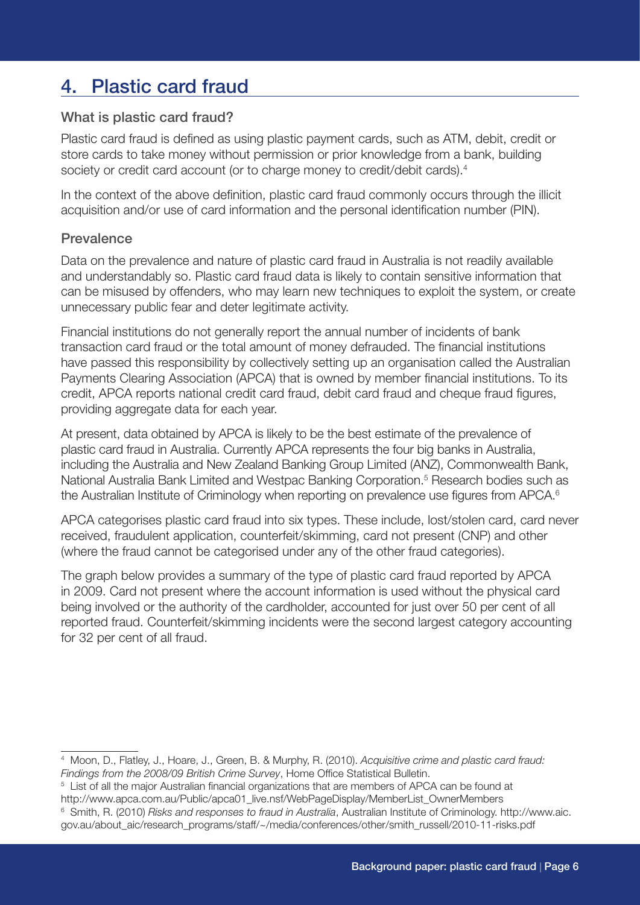# 4. Plastic card fraud

## What is plastic card fraud?

Plastic card fraud is defined as using plastic payment cards, such as ATM, debit, credit or store cards to take money without permission or prior knowledge from a bank, building society or credit card account (or to charge money to credit/debit cards).[4]

In the context of the above definition, plastic card fraud commonly occurs through the illicit acquisition and/or use of card information and the personal identification number (PIN).

## Prevalence

Data on the prevalence and nature of plastic card fraud in Australia is not readily available and understandably so. Plastic card fraud data is likely to contain sensitive information that can be misused by offenders, who may learn new techniques to exploit the system, or create unnecessary public fear and deter legitimate activity.

Financial institutions do not generally report the annual number of incidents of bank transaction card fraud or the total amount of money defrauded. The financial institutions have passed this responsibility by collectively setting up an organisation called the Australian Payments Clearing Association (APCA) that is owned by member financial institutions. To its credit, APCA reports national credit card fraud, debit card fraud and cheque fraud figures, providing aggregate data for each year.

At present, data obtained by APCA is likely to be the best estimate of the prevalence of plastic card fraud in Australia. Currently APCA represents the four big banks in Australia, including the Australia and New Zealand Banking Group Limited (ANZ), Commonwealth Bank, National Australia Bank Limited and Westpac Banking Corporation.[5] Research bodies such as the Australian Institute of Criminology when reporting on prevalence use figures from APCA.[6]

APCA categorises plastic card fraud into six types. These include, lost/stolen card, card never received, fraudulent application, counterfeit/skimming, card not present (CNP) and other (where the fraud cannot be categorised under any of the other fraud categories).

The graph below provides a summary of the type of plastic card fraud reported by APCA in 2009. Card not present where the account information is used without the physical card being involved or the authority of the cardholder, accounted for just over 50 per cent of all reported fraud. Counterfeit/skimming incidents were the second largest category accounting for 32 per cent of all fraud.

---

[4] Moon, D., Flatley, J., Hoare, J., Green, B. & Murphy, R. (2010). *Acquisitive crime and plastic card fraud: Findings from the 2008/09 British Crime Survey*, Home Office Statistical Bulletin.

[5] List of all the major Australian financial organizations that are members of APCA can be found at http://www.apca.com.au/Public/apca01_live.nsf/WebPageDisplay/MemberList_OwnerMembers

[6] Smith, R. (2010) *Risks and responses to fraud in Australia*, Australian Institute of Criminology. http://www.aic.gov.au/about_aic/research_programs/staff/~/media/conferences/other/smith_russell/2010-11-risks.pdf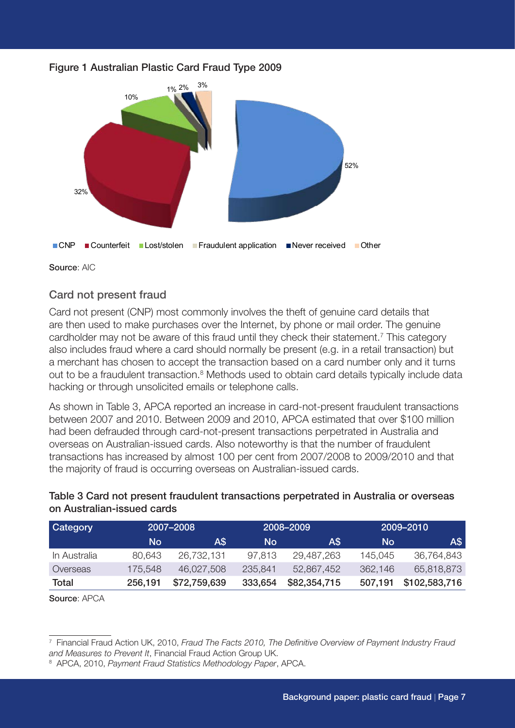**Figure 1 Australian Plastic Card Fraud Type 2009**

Source: AIC

## Card not present fraud

Card not present (CNP) most commonly involves the theft of genuine card details that are then used to make purchases over the Internet, by phone or mail order. The genuine cardholder may not be aware of this fraud until they check their statement.[7] This category also includes fraud where a card should normally be present (e.g. in a retail transaction) but a merchant has chosen to accept the transaction based on a card number only and it turns out to be a fraudulent transaction.[8] Methods used to obtain card details typically include data hacking or through unsolicited emails or telephone calls.

As shown in Table 3, APCA reported an increase in card-not-present fraudulent transactions between 2007 and 2010. Between 2009 and 2010, APCA estimated that over $100 million had been defrauded through card-not-present transactions perpetrated in Australia and overseas on Australian-issued cards. Also noteworthy is that the number of fraudulent transactions has increased by almost 100 per cent from 2007/2008 to 2009/2010 and that the majority of fraud is occurring overseas on Australian-issued cards.

**Table 3 Card not present fraudulent transactions perpetrated in Australia or overseas on Australian-issued cards**

| Category | 2007–2008 | | 2008–2009 | | 2009–2010 | |
|---|---|---|---|---|---|---|
| | No | A$ | No | A$ | No | A$ |
| In Australia | 80,643 | 26,732,131 | 97,813 | 29,487,263 | 145,045 | 36,764,843 |
| Overseas | 175,548 | 46,027,508 | 235,841 | 52,867,452 | 362,146 | 65,818,873 |
| **Total** | **256,191** | **$72,759,639** | **333,654** | **$82,354,715** | **507,191** | **$102,583,716** |

Source: APCA

[7] Financial Fraud Action UK, 2010, *Fraud The Facts 2010, The Definitive Overview of Payment Industry Fraud and Measures to Prevent It*, Financial Fraud Action Group UK.

[8] APCA, 2010, *Payment Fraud Statistics Methodology Paper*, APCA.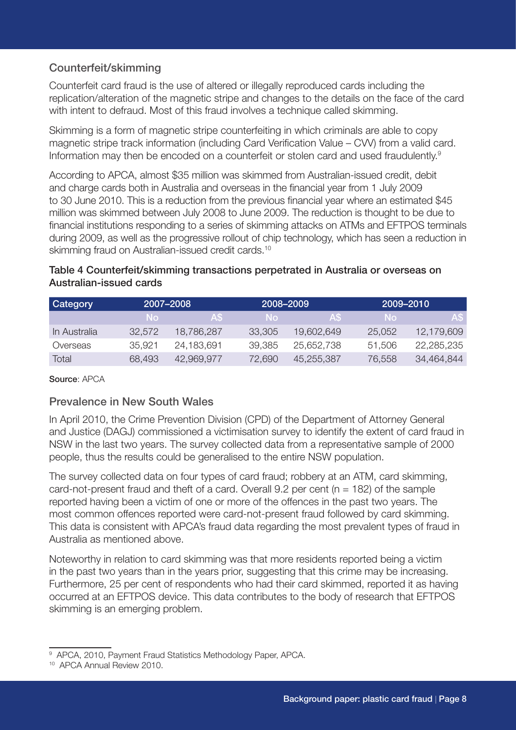## Counterfeit/skimming

Counterfeit card fraud is the use of altered or illegally reproduced cards including the replication/alteration of the magnetic stripe and changes to the details on the face of the card with intent to defraud. Most of this fraud involves a technique called skimming.

Skimming is a form of magnetic stripe counterfeiting in which criminals are able to copy magnetic stripe track information (including Card Verification Value – CVV) from a valid card. Information may then be encoded on a counterfeit or stolen card and used fraudulently.[9]

According to APCA, almost $35 million was skimmed from Australian-issued credit, debit and charge cards both in Australia and overseas in the financial year from 1 July 2009 to 30 June 2010. This is a reduction from the previous financial year where an estimated $45 million was skimmed between July 2008 to June 2009. The reduction is thought to be due to financial institutions responding to a series of skimming attacks on ATMs and EFTPOS terminals during 2009, as well as the progressive rollout of chip technology, which has seen a reduction in skimming fraud on Australian-issued credit cards.[10]

**Table 4 Counterfeit/skimming transactions perpetrated in Australia or overseas on Australian-issued cards**

| Category | 2007–2008 | | 2008–2009 | | 2009–2010 | |
|---|---|---|---|---|---|---|
| | No | A$ | No | A$ | No | A$ |
| In Australia | 32,572 | 18,786,287 | 33,305 | 19,602,649 | 25,052 | 12,179,609 |
| Overseas | 35,921 | 24,183,691 | 39,385 | 25,652,738 | 51,506 | 22,285,235 |
| Total | 68,493 | 42,969,977 | 72,690 | 45,255,387 | 76,558 | 34,464,844 |

**Source**: APCA

## Prevalence in New South Wales

In April 2010, the Crime Prevention Division (CPD) of the Department of Attorney General and Justice (DAGJ) commissioned a victimisation survey to identify the extent of card fraud in NSW in the last two years. The survey collected data from a representative sample of 2000 people, thus the results could be generalised to the entire NSW population.

The survey collected data on four types of card fraud; robbery at an ATM, card skimming, card-not-present fraud and theft of a card. Overall 9.2 per cent (n = 182) of the sample reported having been a victim of one or more of the offences in the past two years. The most common offences reported were card-not-present fraud followed by card skimming. This data is consistent with APCA's fraud data regarding the most prevalent types of fraud in Australia as mentioned above.

Noteworthy in relation to card skimming was that more residents reported being a victim in the past two years than in the years prior, suggesting that this crime may be increasing. Furthermore, 25 per cent of respondents who had their card skimmed, reported it as having occurred at an EFTPOS device. This data contributes to the body of research that EFTPOS skimming is an emerging problem.

---

[9] APCA, 2010, Payment Fraud Statistics Methodology Paper, APCA.

[10] APCA Annual Review 2010.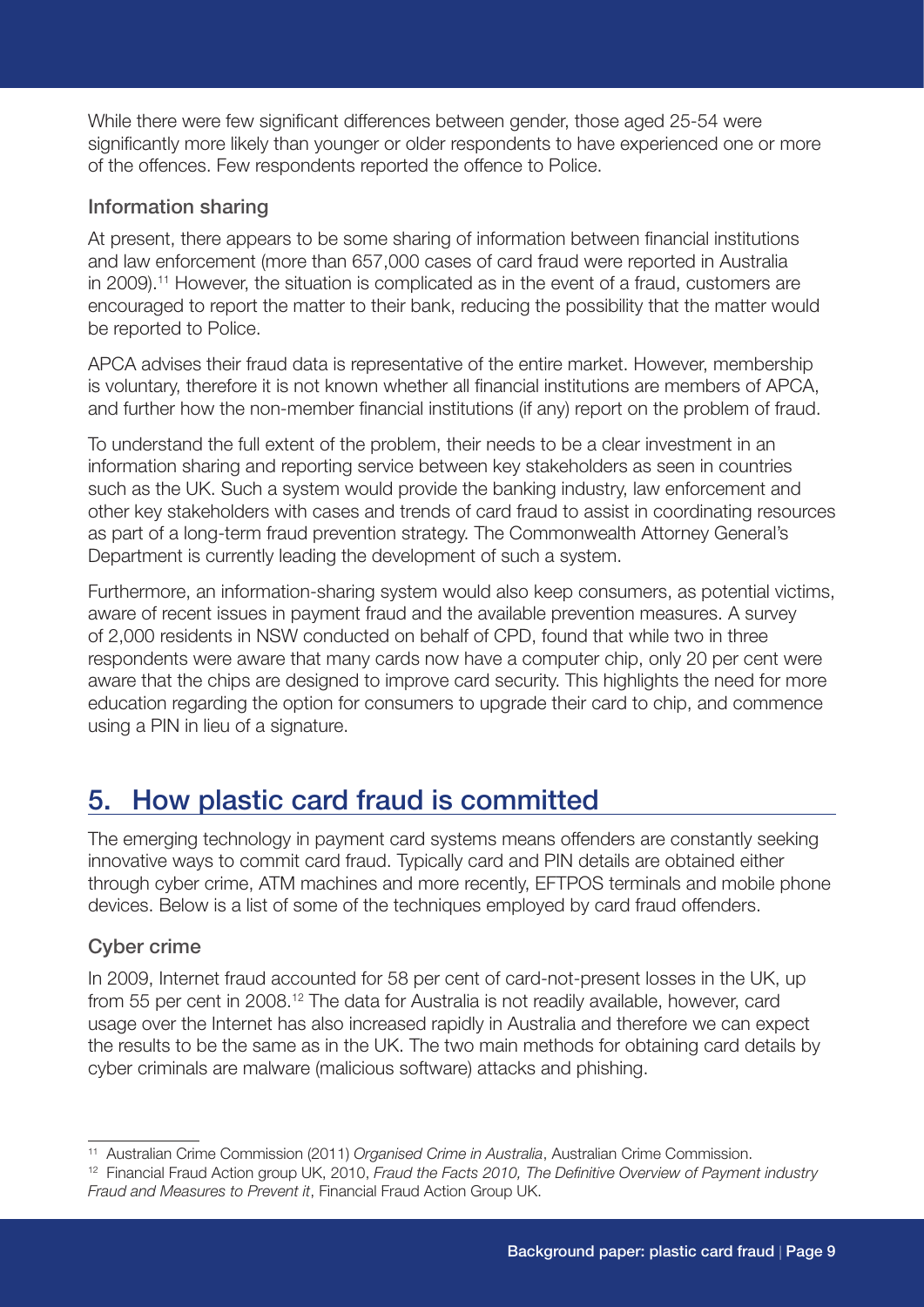While there were few significant differences between gender, those aged 25-54 were significantly more likely than younger or older respondents to have experienced one or more of the offences. Few respondents reported the offence to Police.

### Information sharing

At present, there appears to be some sharing of information between financial institutions and law enforcement (more than 657,000 cases of card fraud were reported in Australia in 2009).[11] However, the situation is complicated as in the event of a fraud, customers are encouraged to report the matter to their bank, reducing the possibility that the matter would be reported to Police.

APCA advises their fraud data is representative of the entire market. However, membership is voluntary, therefore it is not known whether all financial institutions are members of APCA, and further how the non-member financial institutions (if any) report on the problem of fraud.

To understand the full extent of the problem, their needs to be a clear investment in an information sharing and reporting service between key stakeholders as seen in countries such as the UK. Such a system would provide the banking industry, law enforcement and other key stakeholders with cases and trends of card fraud to assist in coordinating resources as part of a long-term fraud prevention strategy. The Commonwealth Attorney General's Department is currently leading the development of such a system.

Furthermore, an information-sharing system would also keep consumers, as potential victims, aware of recent issues in payment fraud and the available prevention measures. A survey of 2,000 residents in NSW conducted on behalf of CPD, found that while two in three respondents were aware that many cards now have a computer chip, only 20 per cent were aware that the chips are designed to improve card security. This highlights the need for more education regarding the option for consumers to upgrade their card to chip, and commence using a PIN in lieu of a signature.

## 5. How plastic card fraud is committed

The emerging technology in payment card systems means offenders are constantly seeking innovative ways to commit card fraud. Typically card and PIN details are obtained either through cyber crime, ATM machines and more recently, EFTPOS terminals and mobile phone devices. Below is a list of some of the techniques employed by card fraud offenders.

### Cyber crime

In 2009, Internet fraud accounted for 58 per cent of card-not-present losses in the UK, up from 55 per cent in 2008.[12] The data for Australia is not readily available, however, card usage over the Internet has also increased rapidly in Australia and therefore we can expect the results to be the same as in the UK. The two main methods for obtaining card details by cyber criminals are malware (malicious software) attacks and phishing.

---

[11] Australian Crime Commission (2011) *Organised Crime in Australia*, Australian Crime Commission.

[12] Financial Fraud Action group UK, 2010, *Fraud the Facts 2010, The Definitive Overview of Payment industry Fraud and Measures to Prevent it*, Financial Fraud Action Group UK.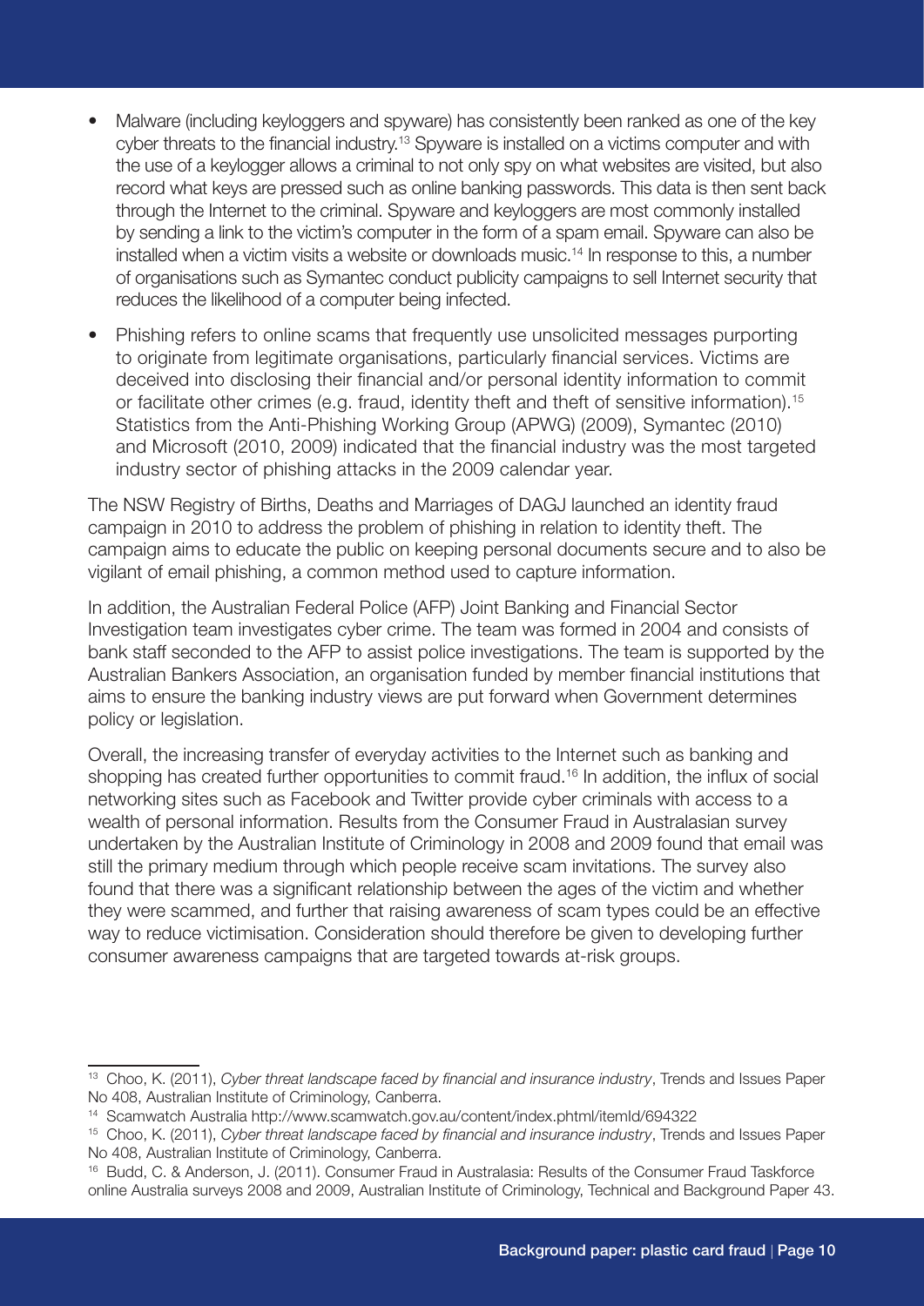- Malware (including keyloggers and spyware) has consistently been ranked as one of the key cyber threats to the financial industry.[13] Spyware is installed on a victims computer and with the use of a keylogger allows a criminal to not only spy on what websites are visited, but also record what keys are pressed such as online banking passwords. This data is then sent back through the Internet to the criminal. Spyware and keyloggers are most commonly installed by sending a link to the victim's computer in the form of a spam email. Spyware can also be installed when a victim visits a website or downloads music.[14] In response to this, a number of organisations such as Symantec conduct publicity campaigns to sell Internet security that reduces the likelihood of a computer being infected.
- Phishing refers to online scams that frequently use unsolicited messages purporting to originate from legitimate organisations, particularly financial services. Victims are deceived into disclosing their financial and/or personal identity information to commit or facilitate other crimes (e.g. fraud, identity theft and theft of sensitive information).[15] Statistics from the Anti-Phishing Working Group (APWG) (2009), Symantec (2010) and Microsoft (2010, 2009) indicated that the financial industry was the most targeted industry sector of phishing attacks in the 2009 calendar year.

The NSW Registry of Births, Deaths and Marriages of DAGJ launched an identity fraud campaign in 2010 to address the problem of phishing in relation to identity theft. The campaign aims to educate the public on keeping personal documents secure and to also be vigilant of email phishing, a common method used to capture information.

In addition, the Australian Federal Police (AFP) Joint Banking and Financial Sector Investigation team investigates cyber crime. The team was formed in 2004 and consists of bank staff seconded to the AFP to assist police investigations. The team is supported by the Australian Bankers Association, an organisation funded by member financial institutions that aims to ensure the banking industry views are put forward when Government determines policy or legislation.

Overall, the increasing transfer of everyday activities to the Internet such as banking and shopping has created further opportunities to commit fraud.[16] In addition, the influx of social networking sites such as Facebook and Twitter provide cyber criminals with access to a wealth of personal information. Results from the Consumer Fraud in Australasian survey undertaken by the Australian Institute of Criminology in 2008 and 2009 found that email was still the primary medium through which people receive scam invitations. The survey also found that there was a significant relationship between the ages of the victim and whether they were scammed, and further that raising awareness of scam types could be an effective way to reduce victimisation. Consideration should therefore be given to developing further consumer awareness campaigns that are targeted towards at-risk groups.

---

[13] Choo, K. (2011), *Cyber threat landscape faced by financial and insurance industry*, Trends and Issues Paper No 408, Australian Institute of Criminology, Canberra.

[14] Scamwatch Australia http://www.scamwatch.gov.au/content/index.phtml/itemId/694322

[15] Choo, K. (2011), *Cyber threat landscape faced by financial and insurance industry*, Trends and Issues Paper No 408, Australian Institute of Criminology, Canberra.

[16] Budd, C. & Anderson, J. (2011). Consumer Fraud in Australasia: Results of the Consumer Fraud Taskforce online Australia surveys 2008 and 2009, Australian Institute of Criminology, Technical and Background Paper 43.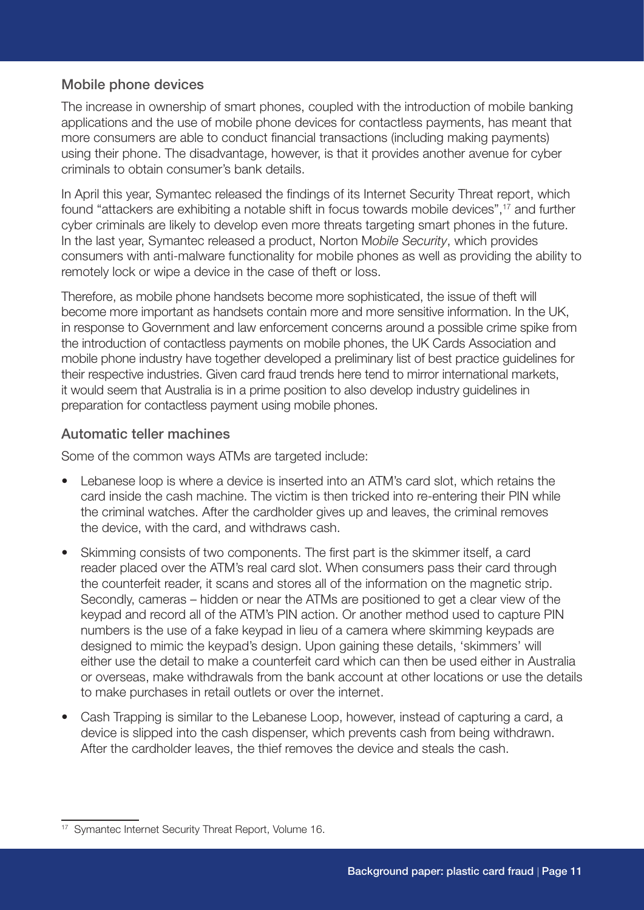### Mobile phone devices

The increase in ownership of smart phones, coupled with the introduction of mobile banking applications and the use of mobile phone devices for contactless payments, has meant that more consumers are able to conduct financial transactions (including making payments) using their phone. The disadvantage, however, is that it provides another avenue for cyber criminals to obtain consumer's bank details.

In April this year, Symantec released the findings of its Internet Security Threat report, which found "attackers are exhibiting a notable shift in focus towards mobile devices",[17] and further cyber criminals are likely to develop even more threats targeting smart phones in the future. In the last year, Symantec released a product, Norton M*obile Security*, which provides consumers with anti-malware functionality for mobile phones as well as providing the ability to remotely lock or wipe a device in the case of theft or loss.

Therefore, as mobile phone handsets become more sophisticated, the issue of theft will become more important as handsets contain more and more sensitive information. In the UK, in response to Government and law enforcement concerns around a possible crime spike from the introduction of contactless payments on mobile phones, the UK Cards Association and mobile phone industry have together developed a preliminary list of best practice guidelines for their respective industries. Given card fraud trends here tend to mirror international markets, it would seem that Australia is in a prime position to also develop industry guidelines in preparation for contactless payment using mobile phones.

### Automatic teller machines

Some of the common ways ATMs are targeted include:

- Lebanese loop is where a device is inserted into an ATM's card slot, which retains the card inside the cash machine. The victim is then tricked into re-entering their PIN while the criminal watches. After the cardholder gives up and leaves, the criminal removes the device, with the card, and withdraws cash.
- Skimming consists of two components. The first part is the skimmer itself, a card reader placed over the ATM's real card slot. When consumers pass their card through the counterfeit reader, it scans and stores all of the information on the magnetic strip. Secondly, cameras – hidden or near the ATMs are positioned to get a clear view of the keypad and record all of the ATM's PIN action. Or another method used to capture PIN numbers is the use of a fake keypad in lieu of a camera where skimming keypads are designed to mimic the keypad's design. Upon gaining these details, 'skimmers' will either use the detail to make a counterfeit card which can then be used either in Australia or overseas, make withdrawals from the bank account at other locations or use the details to make purchases in retail outlets or over the internet.
- Cash Trapping is similar to the Lebanese Loop, however, instead of capturing a card, a device is slipped into the cash dispenser, which prevents cash from being withdrawn. After the cardholder leaves, the thief removes the device and steals the cash.

---

[17] Symantec Internet Security Threat Report, Volume 16.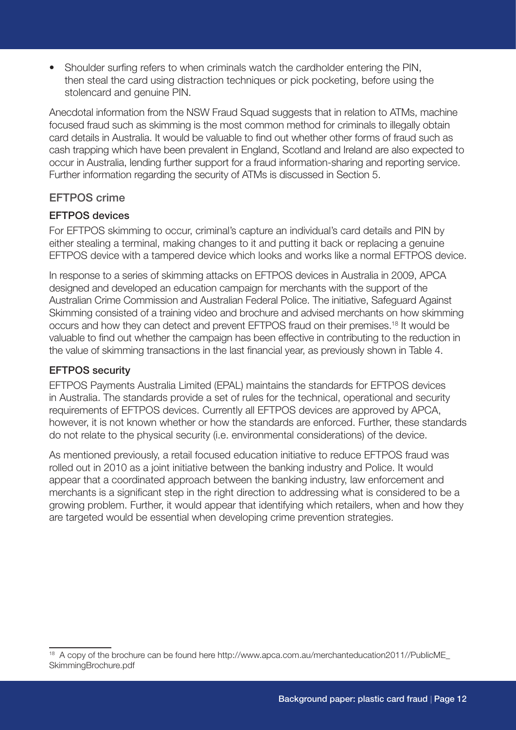- Shoulder surfing refers to when criminals watch the cardholder entering the PIN, then steal the card using distraction techniques or pick pocketing, before using the stolencard and genuine PIN.

Anecdotal information from the NSW Fraud Squad suggests that in relation to ATMs, machine focused fraud such as skimming is the most common method for criminals to illegally obtain card details in Australia. It would be valuable to find out whether other forms of fraud such as cash trapping which have been prevalent in England, Scotland and Ireland are also expected to occur in Australia, lending further support for a fraud information-sharing and reporting service. Further information regarding the security of ATMs is discussed in Section 5.

## EFTPOS crime

### EFTPOS devices

For EFTPOS skimming to occur, criminal's capture an individual's card details and PIN by either stealing a terminal, making changes to it and putting it back or replacing a genuine EFTPOS device with a tampered device which looks and works like a normal EFTPOS device.

In response to a series of skimming attacks on EFTPOS devices in Australia in 2009, APCA designed and developed an education campaign for merchants with the support of the Australian Crime Commission and Australian Federal Police. The initiative, Safeguard Against Skimming consisted of a training video and brochure and advised merchants on how skimming occurs and how they can detect and prevent EFTPOS fraud on their premises.[18] It would be valuable to find out whether the campaign has been effective in contributing to the reduction in the value of skimming transactions in the last financial year, as previously shown in Table 4.

### EFTPOS security

EFTPOS Payments Australia Limited (EPAL) maintains the standards for EFTPOS devices in Australia. The standards provide a set of rules for the technical, operational and security requirements of EFTPOS devices. Currently all EFTPOS devices are approved by APCA, however, it is not known whether or how the standards are enforced. Further, these standards do not relate to the physical security (i.e. environmental considerations) of the device.

As mentioned previously, a retail focused education initiative to reduce EFTPOS fraud was rolled out in 2010 as a joint initiative between the banking industry and Police. It would appear that a coordinated approach between the banking industry, law enforcement and merchants is a significant step in the right direction to addressing what is considered to be a growing problem. Further, it would appear that identifying which retailers, when and how they are targeted would be essential when developing crime prevention strategies.

---

[18] A copy of the brochure can be found here http://www.apca.com.au/merchanteducation2011//PublicME_SkimmingBrochure.pdf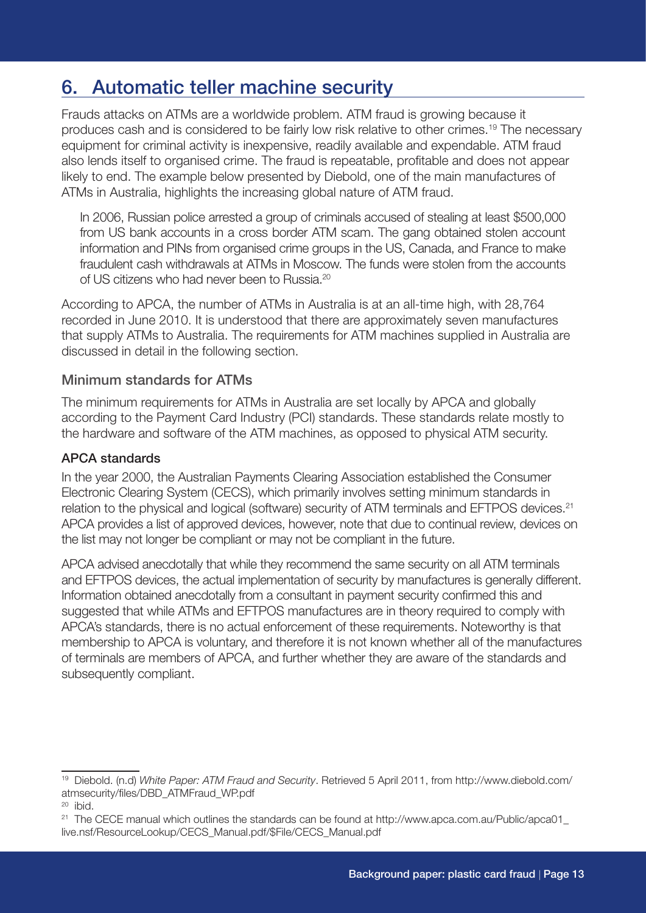## 6. Automatic teller machine security

Frauds attacks on ATMs are a worldwide problem. ATM fraud is growing because it produces cash and is considered to be fairly low risk relative to other crimes.[19] The necessary equipment for criminal activity is inexpensive, readily available and expendable. ATM fraud also lends itself to organised crime. The fraud is repeatable, profitable and does not appear likely to end. The example below presented by Diebold, one of the main manufactures of ATMs in Australia, highlights the increasing global nature of ATM fraud.

> In 2006, Russian police arrested a group of criminals accused of stealing at least $500,000 from US bank accounts in a cross border ATM scam. The gang obtained stolen account information and PINs from organised crime groups in the US, Canada, and France to make fraudulent cash withdrawals at ATMs in Moscow. The funds were stolen from the accounts of US citizens who had never been to Russia.[20]

According to APCA, the number of ATMs in Australia is at an all-time high, with 28,764 recorded in June 2010. It is understood that there are approximately seven manufactures that supply ATMs to Australia. The requirements for ATM machines supplied in Australia are discussed in detail in the following section.

### Minimum standards for ATMs

The minimum requirements for ATMs in Australia are set locally by APCA and globally according to the Payment Card Industry (PCI) standards. These standards relate mostly to the hardware and software of the ATM machines, as opposed to physical ATM security.

#### APCA standards

In the year 2000, the Australian Payments Clearing Association established the Consumer Electronic Clearing System (CECS), which primarily involves setting minimum standards in relation to the physical and logical (software) security of ATM terminals and EFTPOS devices.[21] APCA provides a list of approved devices, however, note that due to continual review, devices on the list may not longer be compliant or may not be compliant in the future.

APCA advised anecdotally that while they recommend the same security on all ATM terminals and EFTPOS devices, the actual implementation of security by manufactures is generally different. Information obtained anecdotally from a consultant in payment security confirmed this and suggested that while ATMs and EFTPOS manufactures are in theory required to comply with APCA's standards, there is no actual enforcement of these requirements. Noteworthy is that membership to APCA is voluntary, and therefore it is not known whether all of the manufactures of terminals are members of APCA, and further whether they are aware of the standards and subsequently compliant.

---

[19] Diebold. (n.d) *White Paper: ATM Fraud and Security*. Retrieved 5 April 2011, from http://www.diebold.com/atmsecurity/files/DBD_ATMFraud_WP.pdf

[20] ibid.

[21] The CECE manual which outlines the standards can be found at http://www.apca.com.au/Public/apca01_live.nsf/ResourceLookup/CECS_Manual.pdf/$File/CECS_Manual.pdf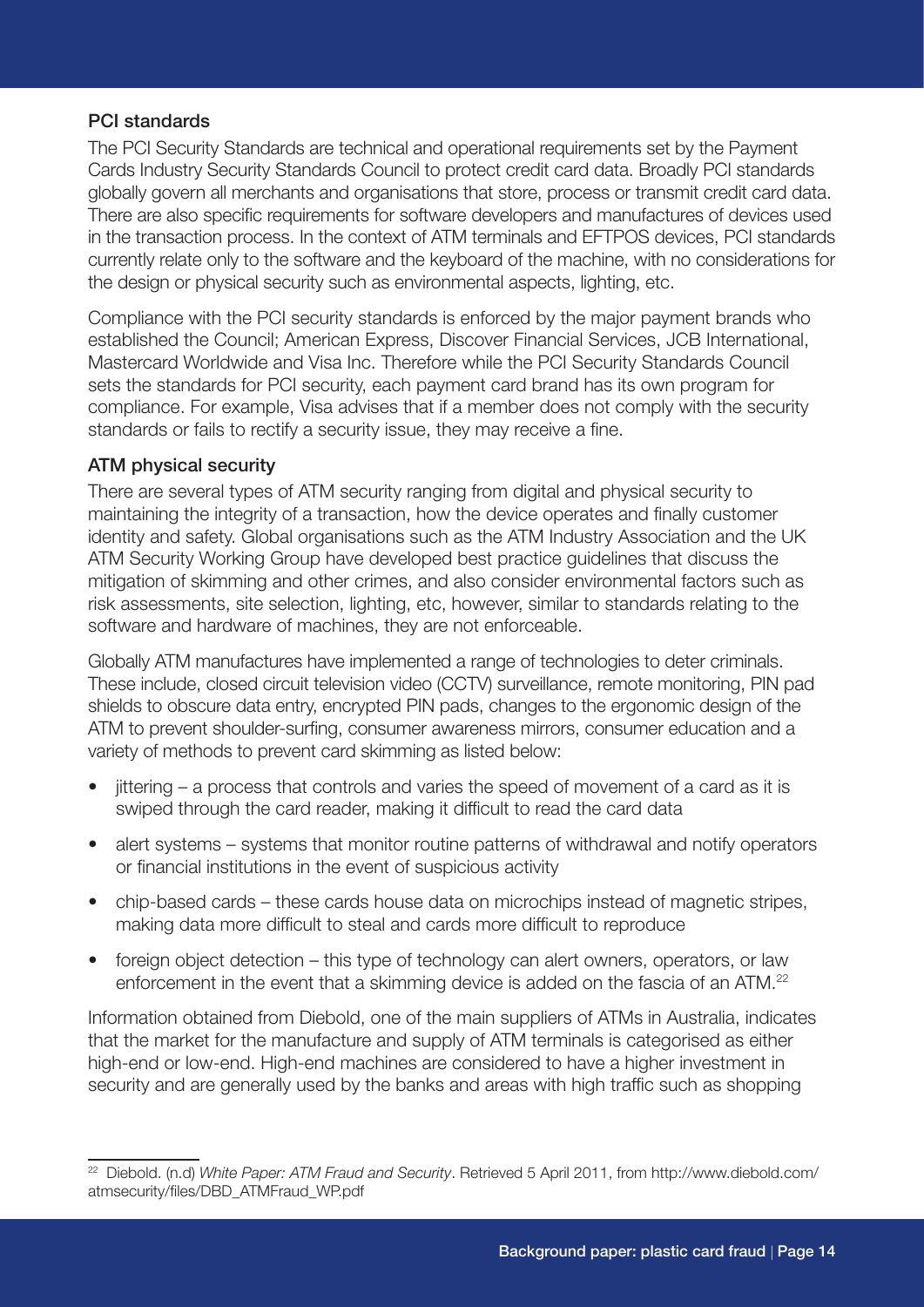### PCI standards

The PCI Security Standards are technical and operational requirements set by the Payment Cards Industry Security Standards Council to protect credit card data. Broadly PCI standards globally govern all merchants and organisations that store, process or transmit credit card data. There are also specific requirements for software developers and manufactures of devices used in the transaction process. In the context of ATM terminals and EFTPOS devices, PCI standards currently relate only to the software and the keyboard of the machine, with no considerations for the design or physical security such as environmental aspects, lighting, etc.

Compliance with the PCI security standards is enforced by the major payment brands who established the Council; American Express, Discover Financial Services, JCB International, Mastercard Worldwide and Visa Inc. Therefore while the PCI Security Standards Council sets the standards for PCI security, each payment card brand has its own program for compliance. For example, Visa advises that if a member does not comply with the security standards or fails to rectify a security issue, they may receive a fine.

### ATM physical security

There are several types of ATM security ranging from digital and physical security to maintaining the integrity of a transaction, how the device operates and finally customer identity and safety. Global organisations such as the ATM Industry Association and the UK ATM Security Working Group have developed best practice guidelines that discuss the mitigation of skimming and other crimes, and also consider environmental factors such as risk assessments, site selection, lighting, etc, however, similar to standards relating to the software and hardware of machines, they are not enforceable.

Globally ATM manufactures have implemented a range of technologies to deter criminals. These include, closed circuit television video (CCTV) surveillance, remote monitoring, PIN pad shields to obscure data entry, encrypted PIN pads, changes to the ergonomic design of the ATM to prevent shoulder-surfing, consumer awareness mirrors, consumer education and a variety of methods to prevent card skimming as listed below:

- jittering – a process that controls and varies the speed of movement of a card as it is swiped through the card reader, making it difficult to read the card data
- alert systems – systems that monitor routine patterns of withdrawal and notify operators or financial institutions in the event of suspicious activity
- chip-based cards – these cards house data on microchips instead of magnetic stripes, making data more difficult to steal and cards more difficult to reproduce
- foreign object detection – this type of technology can alert owners, operators, or law enforcement in the event that a skimming device is added on the fascia of an ATM.[22]

Information obtained from Diebold, one of the main suppliers of ATMs in Australia, indicates that the market for the manufacture and supply of ATM terminals is categorised as either high-end or low-end. High-end machines are considered to have a higher investment in security and are generally used by the banks and areas with high traffic such as shopping

---

[22] Diebold. (n.d) *White Paper: ATM Fraud and Security*. Retrieved 5 April 2011, from http://www.diebold.com/atmsecurity/files/DBD_ATMFraud_WP.pdf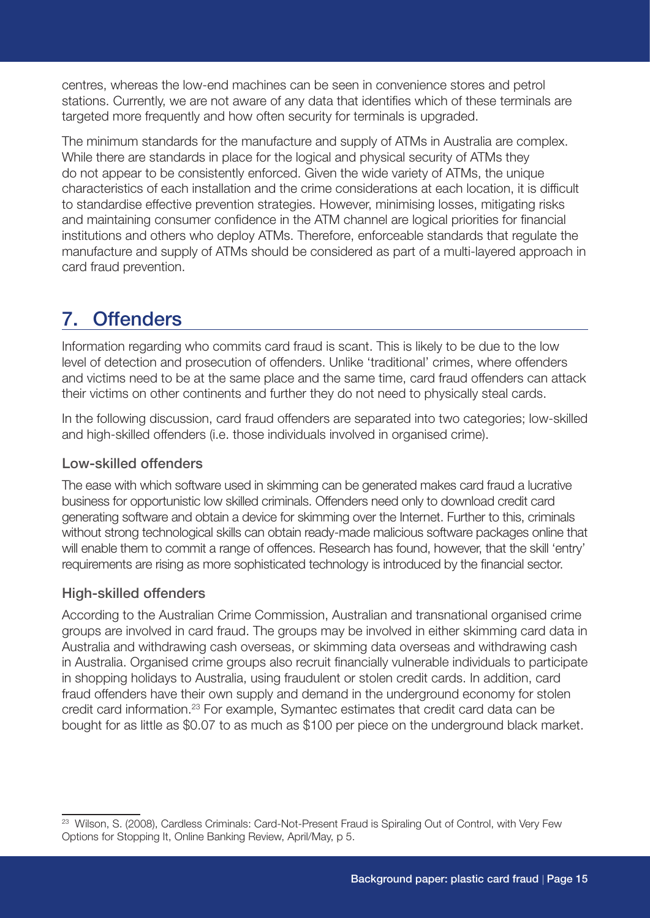centres, whereas the low-end machines can be seen in convenience stores and petrol stations. Currently, we are not aware of any data that identifies which of these terminals are targeted more frequently and how often security for terminals is upgraded.

The minimum standards for the manufacture and supply of ATMs in Australia are complex. While there are standards in place for the logical and physical security of ATMs they do not appear to be consistently enforced. Given the wide variety of ATMs, the unique characteristics of each installation and the crime considerations at each location, it is difficult to standardise effective prevention strategies. However, minimising losses, mitigating risks and maintaining consumer confidence in the ATM channel are logical priorities for financial institutions and others who deploy ATMs. Therefore, enforceable standards that regulate the manufacture and supply of ATMs should be considered as part of a multi-layered approach in card fraud prevention.

## 7. Offenders

Information regarding who commits card fraud is scant. This is likely to be due to the low level of detection and prosecution of offenders. Unlike 'traditional' crimes, where offenders and victims need to be at the same place and the same time, card fraud offenders can attack their victims on other continents and further they do not need to physically steal cards.

In the following discussion, card fraud offenders are separated into two categories; low-skilled and high-skilled offenders (i.e. those individuals involved in organised crime).

### Low-skilled offenders

The ease with which software used in skimming can be generated makes card fraud a lucrative business for opportunistic low skilled criminals. Offenders need only to download credit card generating software and obtain a device for skimming over the Internet. Further to this, criminals without strong technological skills can obtain ready-made malicious software packages online that will enable them to commit a range of offences. Research has found, however, that the skill 'entry' requirements are rising as more sophisticated technology is introduced by the financial sector.

### High-skilled offenders

According to the Australian Crime Commission, Australian and transnational organised crime groups are involved in card fraud. The groups may be involved in either skimming card data in Australia and withdrawing cash overseas, or skimming data overseas and withdrawing cash in Australia. Organised crime groups also recruit financially vulnerable individuals to participate in shopping holidays to Australia, using fraudulent or stolen credit cards. In addition, card fraud offenders have their own supply and demand in the underground economy for stolen credit card information.[23] For example, Symantec estimates that credit card data can be bought for as little as $0.07 to as much as $100 per piece on the underground black market.

---

[23] Wilson, S. (2008), Cardless Criminals: Card-Not-Present Fraud is Spiraling Out of Control, with Very Few Options for Stopping It, Online Banking Review, April/May, p 5.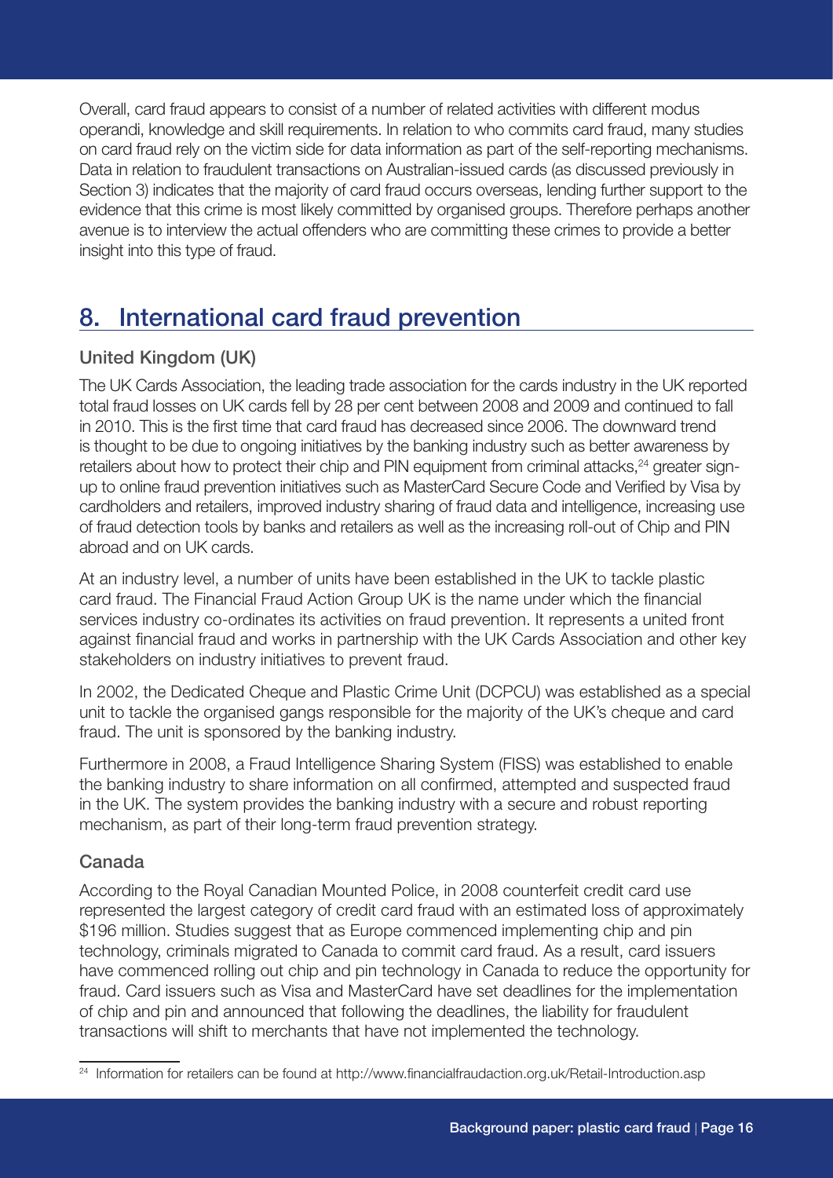Overall, card fraud appears to consist of a number of related activities with different modus operandi, knowledge and skill requirements. In relation to who commits card fraud, many studies on card fraud rely on the victim side for data information as part of the self-reporting mechanisms. Data in relation to fraudulent transactions on Australian-issued cards (as discussed previously in Section 3) indicates that the majority of card fraud occurs overseas, lending further support to the evidence that this crime is most likely committed by organised groups. Therefore perhaps another avenue is to interview the actual offenders who are committing these crimes to provide a better insight into this type of fraud.

## 8. International card fraud prevention

### United Kingdom (UK)

The UK Cards Association, the leading trade association for the cards industry in the UK reported total fraud losses on UK cards fell by 28 per cent between 2008 and 2009 and continued to fall in 2010. This is the first time that card fraud has decreased since 2006. The downward trend is thought to be due to ongoing initiatives by the banking industry such as better awareness by retailers about how to protect their chip and PIN equipment from criminal attacks,[24] greater sign-up to online fraud prevention initiatives such as MasterCard Secure Code and Verified by Visa by cardholders and retailers, improved industry sharing of fraud data and intelligence, increasing use of fraud detection tools by banks and retailers as well as the increasing roll-out of Chip and PIN abroad and on UK cards.

At an industry level, a number of units have been established in the UK to tackle plastic card fraud. The Financial Fraud Action Group UK is the name under which the financial services industry co-ordinates its activities on fraud prevention. It represents a united front against financial fraud and works in partnership with the UK Cards Association and other key stakeholders on industry initiatives to prevent fraud.

In 2002, the Dedicated Cheque and Plastic Crime Unit (DCPCU) was established as a special unit to tackle the organised gangs responsible for the majority of the UK's cheque and card fraud. The unit is sponsored by the banking industry.

Furthermore in 2008, a Fraud Intelligence Sharing System (FISS) was established to enable the banking industry to share information on all confirmed, attempted and suspected fraud in the UK. The system provides the banking industry with a secure and robust reporting mechanism, as part of their long-term fraud prevention strategy.

### Canada

According to the Royal Canadian Mounted Police, in 2008 counterfeit credit card use represented the largest category of credit card fraud with an estimated loss of approximately $196 million. Studies suggest that as Europe commenced implementing chip and pin technology, criminals migrated to Canada to commit card fraud. As a result, card issuers have commenced rolling out chip and pin technology in Canada to reduce the opportunity for fraud. Card issuers such as Visa and MasterCard have set deadlines for the implementation of chip and pin and announced that following the deadlines, the liability for fraudulent transactions will shift to merchants that have not implemented the technology.

---

[24] Information for retailers can be found at http://www.financialfraudaction.org.uk/Retail-Introduction.asp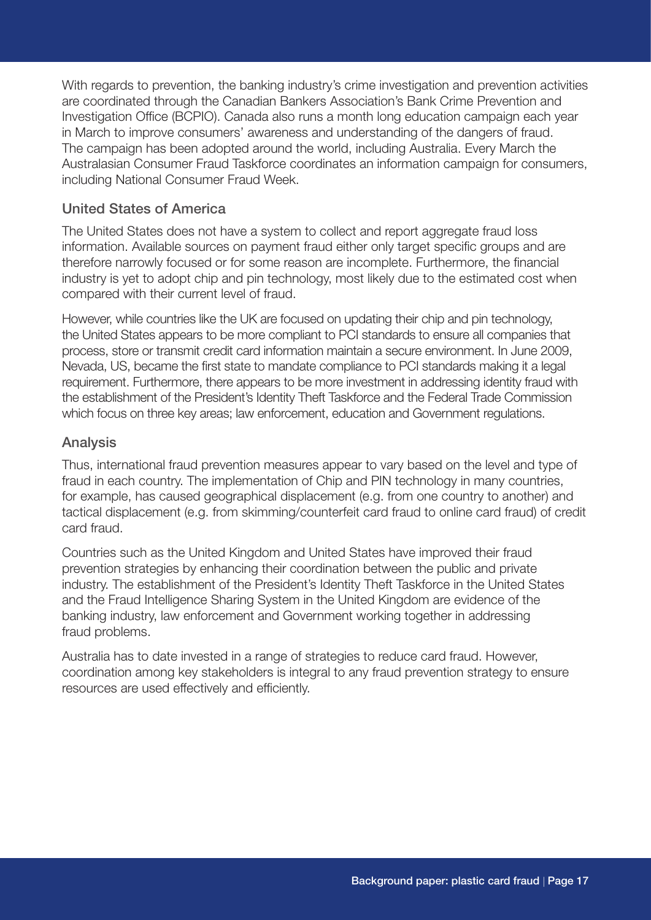With regards to prevention, the banking industry's crime investigation and prevention activities are coordinated through the Canadian Bankers Association's Bank Crime Prevention and Investigation Office (BCPIO). Canada also runs a month long education campaign each year in March to improve consumers' awareness and understanding of the dangers of fraud. The campaign has been adopted around the world, including Australia. Every March the Australasian Consumer Fraud Taskforce coordinates an information campaign for consumers, including National Consumer Fraud Week.

### United States of America

The United States does not have a system to collect and report aggregate fraud loss information. Available sources on payment fraud either only target specific groups and are therefore narrowly focused or for some reason are incomplete. Furthermore, the financial industry is yet to adopt chip and pin technology, most likely due to the estimated cost when compared with their current level of fraud.

However, while countries like the UK are focused on updating their chip and pin technology, the United States appears to be more compliant to PCI standards to ensure all companies that process, store or transmit credit card information maintain a secure environment. In June 2009, Nevada, US, became the first state to mandate compliance to PCI standards making it a legal requirement. Furthermore, there appears to be more investment in addressing identity fraud with the establishment of the President's Identity Theft Taskforce and the Federal Trade Commission which focus on three key areas; law enforcement, education and Government regulations.

### Analysis

Thus, international fraud prevention measures appear to vary based on the level and type of fraud in each country. The implementation of Chip and PIN technology in many countries, for example, has caused geographical displacement (e.g. from one country to another) and tactical displacement (e.g. from skimming/counterfeit card fraud to online card fraud) of credit card fraud.

Countries such as the United Kingdom and United States have improved their fraud prevention strategies by enhancing their coordination between the public and private industry. The establishment of the President's Identity Theft Taskforce in the United States and the Fraud Intelligence Sharing System in the United Kingdom are evidence of the banking industry, law enforcement and Government working together in addressing fraud problems.

Australia has to date invested in a range of strategies to reduce card fraud. However, coordination among key stakeholders is integral to any fraud prevention strategy to ensure resources are used effectively and efficiently.